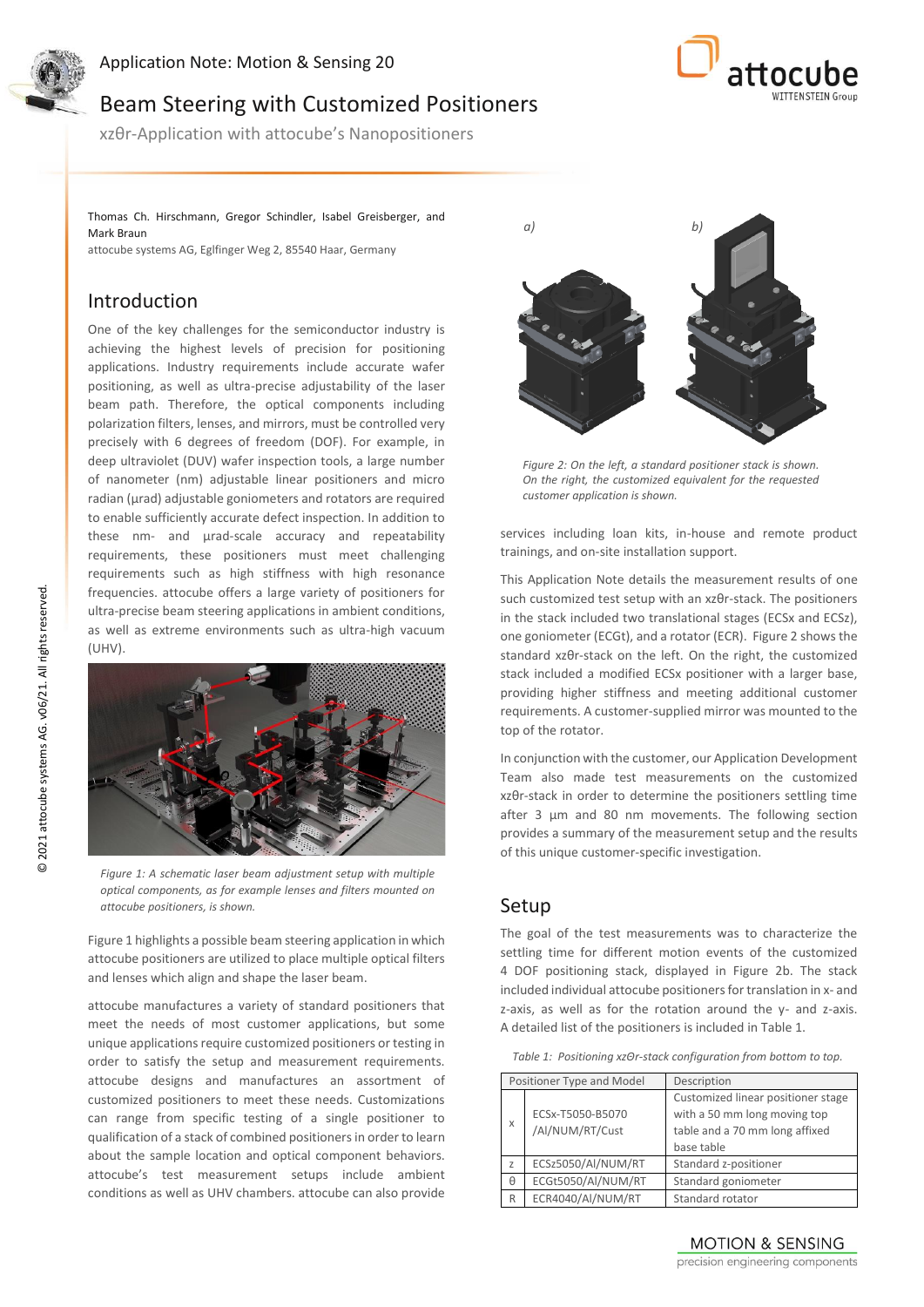Application Note: Motion & Sensing 20

# Beam Steering with Customized Positioners

xzθr-Application with attocube's Nanopositioners

Thomas Ch. Hirschmann, Gregor Schindler, Isabel Greisberger, and Mark Braun
attocube systems AG, Eglfinger Weg 2, 85540 Haar, Germany

## Introduction

One of the key challenges for the semiconductor industry is achieving the highest levels of precision for positioning applications. Industry requirements include accurate wafer positioning, as well as ultra-precise adjustability of the laser beam path. Therefore, the optical components including polarization filters, lenses, and mirrors, must be controlled very precisely with 6 degrees of freedom (DOF). For example, in deep ultraviolet (DUV) wafer inspection tools, a large number of nanometer (nm) adjustable linear positioners and micro radian (µrad) adjustable goniometers and rotators are required to enable sufficiently accurate defect inspection. In addition to these nm- and µrad-scale accuracy and repeatability requirements, these positioners must meet challenging requirements such as high stiffness with high resonance frequencies. attocube offers a variety of positioners for ultra-precise beam steering applications in ambient conditions, as well as extreme environments such as ultra-high vacuum (UHV).

*Figure 1: A schematic laser beam adjustment setup with multiple optical components, as for example lenses and filters mounted on attocube positioners, is shown.*

Figure 1 highlights a possible beam steering application in which attocube positioners are utilized to place multiple optical filters and lenses which align and shape the laser beam.

attocube manufactures a variety of standard positioners that meet the needs of most customer applications, but some unique applications require customized positioners or testing in order to satisfy the setup and measurement requirements. attocube designs and manufactures an assortment of customized positioners to meet these needs. Customizations can range from specific testing of a single positioner to qualification of a stack of combined positioners in order to learn about the sample location and optical component behaviors. attocube's test measurement setups include ambient conditions as well as UHV chambers. attocube can also provide services including loan kits, in-house and remote product trainings, and on-site installation support.

*Figure 2: On the left, a standard positioner stack is shown. On the right, the customized equivalent for the requested customer application is shown.*

This Application Note details the measurement results of one such customized test setup with an xzθr-stack. The positioners in the stack included two translational stages (ECSx and ECSz), one goniometer (ECGt), and a rotator (ECR). Figure 2 shows the standard xzθr-stack on the left. On the right, the customized stack included a modified ECSx positioner with a larger base, providing higher stiffness and meeting additional customer requirements. A customer-supplied mirror was mounted to the top of the rotator.

In conjunction with the customer, our Application Development Team also made test measurements on the customized xzθr-stack in order to determine the positioners settling time after 3 µm and 80 nm movements. The following section provides a summary of the measurement setup and the results of this unique customer-specific investigation.

## Setup

The goal of the test measurements was to characterize the settling time for different motion events of the customized 4 DOF positioning stack, displayed in Figure 2b. The stack included individual attocube positioners for translation in x- and z-axis, as well as for the rotation around the y- and z-axis. A detailed list of the positioners is included in Table 1.

*Table 1: Positioning xzθr-stack configuration from bottom to top.*

| Positioner Type and Model | | Description |
|---|---|---|
| x | ECSx-T5050-B5070 /Al/NUM/RT/Cust | Customized linear positioner stage with a 50 mm long moving top table and a 70 mm long affixed base table |
| z | ECSz5050/Al/NUM/RT | Standard z-positioner |
| θ | ECGt5050/Al/NUM/RT | Standard goniometer |
| R | ECR4040/Al/NUM/RT | Standard rotator |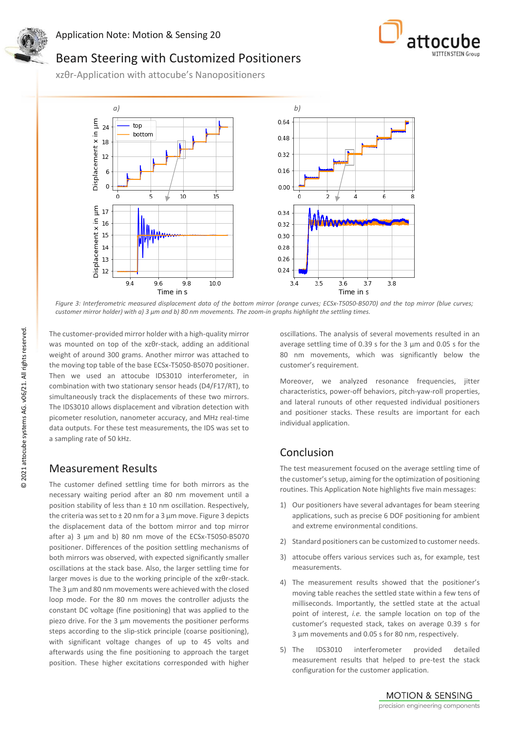Application Note: Motion & Sensing 20

# Beam Steering with Customized Positioners

xzθr-Application with attocube's Nanopositioners

a)

Displacement x in µm

24
18
12
6
0

top
bottom

0 5 10 15

17
16
15
14
13
12

9.4 9.6 9.8 10.0

Time in s

b)

0.64
0.48
0.32
0.16
0.00

0 2 4 6 8

0.34
0.32
0.30
0.28
0.26
0.24

3.4 3.5 3.6 3.7 3.8

Time in s

*Figure 3: Interferometric measured displacement data of the bottom mirror (orange curves; ECSx-T5050-B5070) and the top mirror (blue curves; customer mirror holder) with a) 3 µm and b) 80 nm movements. The zoom-in graphs highlight the settling times.*

The customer-provided mirror holder with a high-quality mirror was mounted on top of the xzθr-stack, adding an additional weight of around 300 grams. Another mirror was attached to the moving top table of the base ECSx-T5050-B5070 positioner. Then we used an attocube IDS3010 interferometer, in combination with two stationary sensor heads (D4/F17/RT), to simultaneously track the displacements of these two mirrors. The IDS3010 allows displacement and vibration detection with picometer resolution, nanometer accuracy, and MHz real-time data outputs. For these test measurements, the IDS was set to a sampling rate of 50 kHz.

## Measurement Results

The customer defined settling time for both mirrors as the necessary waiting period after an 80 nm movement until a position stability of less than ± 10 nm oscillation. Respectively, the criteria was set to ± 20 nm for a 3 µm move. Figure 3 depicts the displacement data of the bottom mirror and top mirror after a) 3 µm and b) 80 nm move of the ECSx-T5050-B5070 positioner. Differences of the position settling mechanisms of both mirrors was observed, with expected significantly smaller oscillations at the stack base. Also, the larger settling time for larger moves is due to the working principle of the xzθr-stack. The 3 µm and 80 nm movements were achieved with the closed loop mode. For the 80 nm moves the controller adjusts the constant DC voltage (fine positioning) that was applied to the piezo drive. For the 3 µm movements the positioner performs steps according to the slip-stick principle (coarse positioning), with significant voltage changes of up to 45 volts and afterwards using the fine positioning to approach the target position. These higher excitations corresponded with higher oscillations. The analysis of several movements resulted in an average settling time of 0.39 s for the 3 µm and 0.05 s for the 80 nm movements, which was significantly below the customer's requirement.

Moreover, we analyzed resonance frequencies, jitter characteristics, power-off behaviors, pitch-yaw-roll properties, and lateral runouts of other requested individual positioners and positioner stacks. These results are important for each individual application.

## Conclusion

The test measurement focused on the average settling time of the customer's setup, aiming for the optimization of positioning routines. This Application Note highlights five main messages:

1) Our positioners have several advantages for beam steering applications, such as precise 6 DOF positioning for ambient and extreme environmental conditions.
2) Standard positioners can be customized to customer needs.
3) attocube offers various services such as, for example, test measurements.
4) The measurement results showed that the positioner's moving table reaches the settled state within a few tens of milliseconds. Importantly, the settled state at the actual point of interest, *i.e.* the sample location on top of the customer's requested stack, takes on average 0.39 s for 3 µm movements and 0.05 s for 80 nm, respectively.
5) The IDS3010 interferometer provided detailed measurement results that helped to pre-test the stack configuration for the customer application.

© 2021 attocube systems AG. v06/21. All rights reserved.